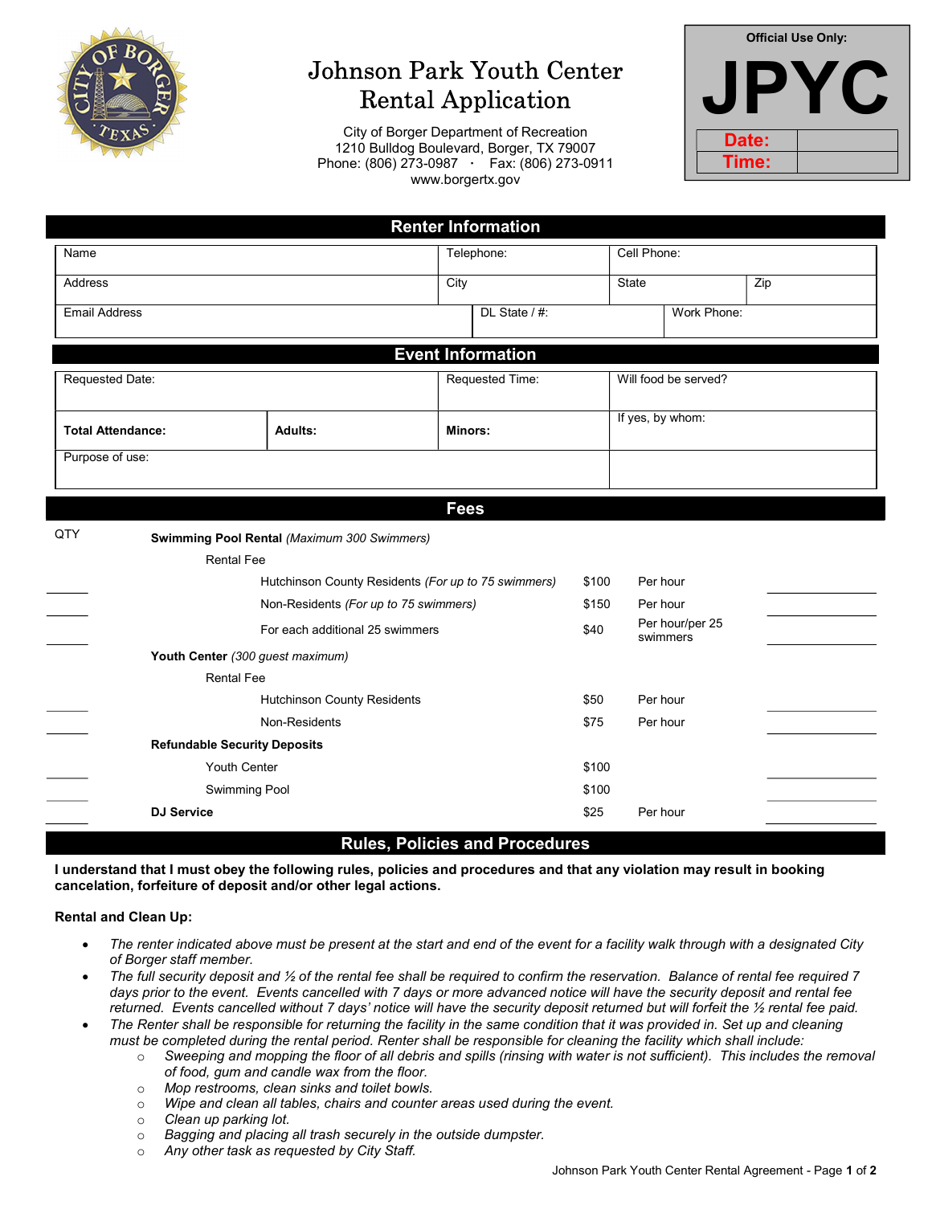# Johnson Park Youth Center Rental Application

City of Borger Department of Recreation
1210 Bulldog Boulevard, Borger, TX 79007
Phone: (806) 273-0987 · Fax: (806) 273-0911
www.borgertx.gov

| Official Use Only: | |
|---|---|
| JPYC | |
| Date: | |
| Time: | |

## Renter Information

| | | | | |
|---|---|---|---|---|
| Name | | Telephone: | Cell Phone: | |
| Address | | City | State | Zip |
| Email Address | DL State / #: | | Work Phone: | |

## Event Information

| | | | |
|---|---|---|---|
| Requested Date: | | Requested Time: | Will food be served? |
| **Total Attendance:** | **Adults:** | **Minors:** | If yes, by whom: |
| Purpose of use: | | | |

## Fees

| QTY | | | | |
|---|---|---|---|---|
| | **Swimming Pool Rental** *(Maximum 300 Swimmers)* | | | |
| | Rental Fee | | | |
| ______ | Hutchinson County Residents *(For up to 75 swimmers)* | $100 | Per hour | ______ |
| ______ | Non-Residents *(For up to 75 swimmers)* | $150 | Per hour | ______ |
| ______ | For each additional 25 swimmers | $40 | Per hour/per 25 swimmers | ______ |
| | **Youth Center** *(300 guest maximum)* | | | |
| | Rental Fee | | | |
| ______ | Hutchinson County Residents | $50 | Per hour | ______ |
| ______ | Non-Residents | $75 | Per hour | ______ |
| | **Refundable Security Deposits** | | | |
| ______ | Youth Center | $100 | | ______ |
| ______ | Swimming Pool | $100 | | ______ |
| ______ | **DJ Service** | $25 | Per hour | ______ |

## Rules, Policies and Procedures

**I understand that I must obey the following rules, policies and procedures and that any violation may result in booking cancelation, forfeiture of deposit and/or other legal actions.**

**Rental and Clean Up:**

- *The renter indicated above must be present at the start and end of the event for a facility walk through with a designated City of Borger staff member.*
- *The full security deposit and ½ of the rental fee shall be required to confirm the reservation. Balance of rental fee required 7 days prior to the event. Events cancelled with 7 days or more advanced notice will have the security deposit and rental fee returned. Events cancelled without 7 days' notice will have the security deposit returned but will forfeit the ½ rental fee paid.*
- *The Renter shall be responsible for returning the facility in the same condition that it was provided in. Set up and cleaning must be completed during the rental period. Renter shall be responsible for cleaning the facility which shall include:*
  - *Sweeping and mopping the floor of all debris and spills (rinsing with water is not sufficient). This includes the removal of food, gum and candle wax from the floor.*
  - *Mop restrooms, clean sinks and toilet bowls.*
  - *Wipe and clean all tables, chairs and counter areas used during the event.*
  - *Clean up parking lot.*
  - *Bagging and placing all trash securely in the outside dumpster.*
  - *Any other task as requested by City Staff.*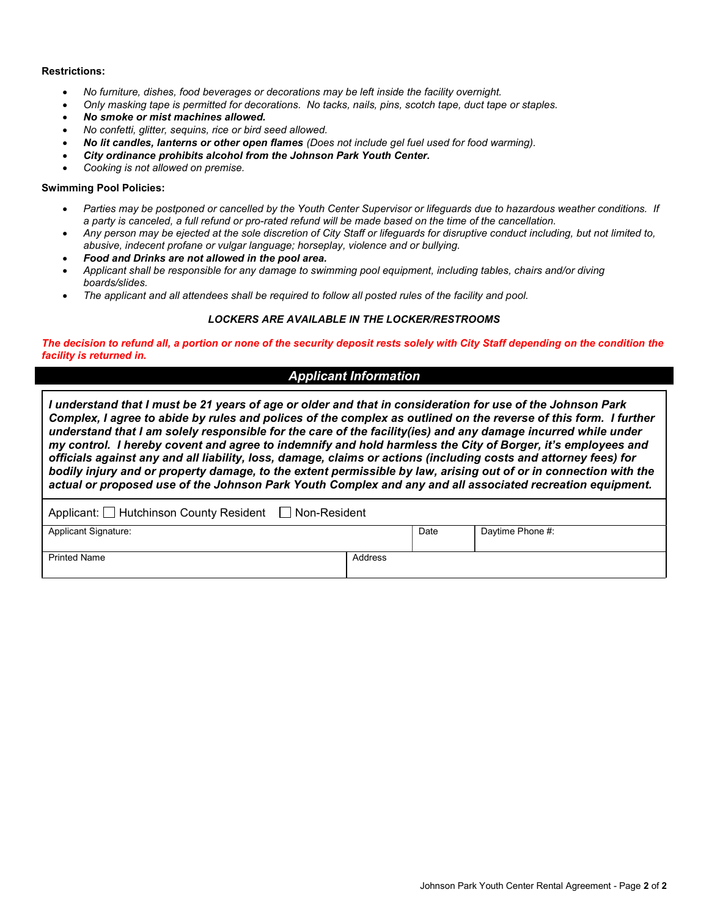**Restrictions:**

- *No furniture, dishes, food beverages or decorations may be left inside the facility overnight.*
- *Only masking tape is permitted for decorations. No tacks, nails, pins, scotch tape, duct tape or staples.*
- ***No smoke or mist machines allowed.***
- *No confetti, glitter, sequins, rice or bird seed allowed.*
- ***No lit candles, lanterns or other open flames*** *(Does not include gel fuel used for food warming).*
- ***City ordinance prohibits alcohol from the Johnson Park Youth Center.***
- *Cooking is not allowed on premise.*

**Swimming Pool Policies:**

- *Parties may be postponed or cancelled by the Youth Center Supervisor or lifeguards due to hazardous weather conditions. If a party is canceled, a full refund or pro-rated refund will be made based on the time of the cancellation.*
- *Any person may be ejected at the sole discretion of City Staff or lifeguards for disruptive conduct including, but not limited to, abusive, indecent profane or vulgar language; horseplay, violence and or bullying.*
- ***Food and Drinks are not allowed in the pool area.***
- *Applicant shall be responsible for any damage to swimming pool equipment, including tables, chairs and/or diving boards/slides.*
- *The applicant and all attendees shall be required to follow all posted rules of the facility and pool.*

***LOCKERS ARE AVAILABLE IN THE LOCKER/RESTROOMS***

***The decision to refund all, a portion or none of the security deposit rests solely with City Staff depending on the condition the facility is returned in.***

## *Applicant Information*

***I understand that I must be 21 years of age or older and that in consideration for use of the Johnson Park Complex, I agree to abide by rules and polices of the complex as outlined on the reverse of this form. I further understand that I am solely responsible for the care of the facility(ies) and any damage incurred while under my control. I hereby covent and agree to indemnify and hold harmless the City of Borger, it's employees and officials against any and all liability, loss, damage, claims or actions (including costs and attorney fees) for bodily injury and or property damage, to the extent permissible by law, arising out of or in connection with the actual or proposed use of the Johnson Park Youth Complex and any and all associated recreation equipment.***

Applicant: ☐ Hutchinson County Resident ☐ Non-Resident

| | | |
|---|---|---|
| Applicant Signature: | Date | Daytime Phone #: |
| Printed Name | Address | |